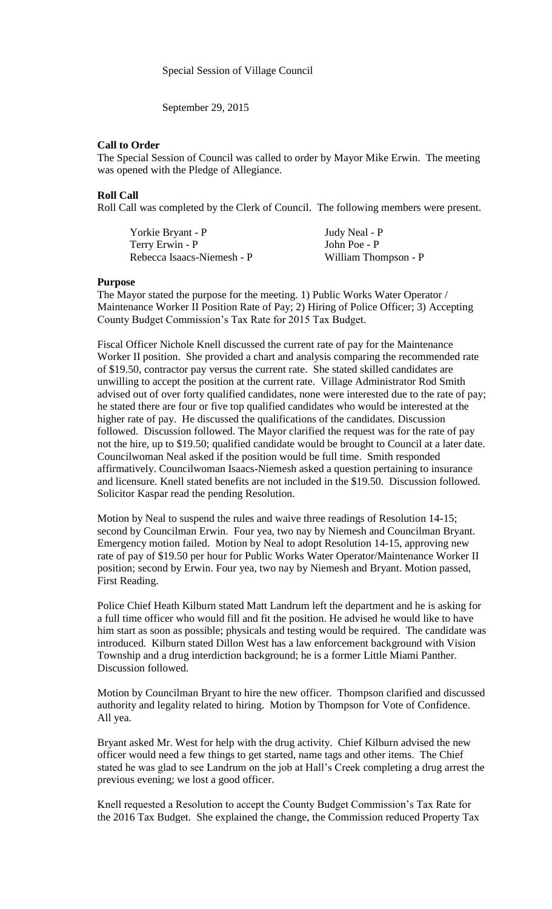Special Session of Village Council

September 29, 2015

**Call to Order**

The Special Session of Council was called to order by Mayor Mike Erwin. The meeting was opened with the Pledge of Allegiance.

**Roll Call**

Roll Call was completed by the Clerk of Council. The following members were present.

| | |
|---|---|
| Yorkie Bryant - P | Judy Neal - P |
| Terry Erwin - P | John Poe - P |
| Rebecca Isaacs-Niemesh - P | William Thompson - P |

**Purpose**

The Mayor stated the purpose for the meeting. 1) Public Works Water Operator / Maintenance Worker II Position Rate of Pay; 2) Hiring of Police Officer; 3) Accepting County Budget Commission's Tax Rate for 2015 Tax Budget.

Fiscal Officer Nichole Knell discussed the current rate of pay for the Maintenance Worker II position. She provided a chart and analysis comparing the recommended rate of $19.50, contractor pay versus the current rate. She stated skilled candidates are unwilling to accept the position at the current rate. Village Administrator Rod Smith advised out of over forty qualified candidates, none were interested due to the rate of pay; he stated there are four or five top qualified candidates who would be interested at the higher rate of pay. He discussed the qualifications of the candidates. Discussion followed. Discussion followed. The Mayor clarified the request was for the rate of pay not the hire, up to $19.50; qualified candidate would be brought to Council at a later date. Councilwoman Neal asked if the position would be full time. Smith responded affirmatively. Councilwoman Isaacs-Niemesh asked a question pertaining to insurance and licensure. Knell stated benefits are not included in the $19.50. Discussion followed. Solicitor Kaspar read the pending Resolution.

Motion by Neal to suspend the rules and waive three readings of Resolution 14-15; second by Councilman Erwin. Four yea, two nay by Niemesh and Councilman Bryant. Emergency motion failed. Motion by Neal to adopt Resolution 14-15, approving new rate of pay of $19.50 per hour for Public Works Water Operator/Maintenance Worker II position; second by Erwin. Four yea, two nay by Niemesh and Bryant. Motion passed, First Reading.

Police Chief Heath Kilburn stated Matt Landrum left the department and he is asking for a full time officer who would fill and fit the position. He advised he would like to have him start as soon as possible; physicals and testing would be required. The candidate was introduced. Kilburn stated Dillon West has a law enforcement background with Vision Township and a drug interdiction background; he is a former Little Miami Panther. Discussion followed.

Motion by Councilman Bryant to hire the new officer. Thompson clarified and discussed authority and legality related to hiring. Motion by Thompson for Vote of Confidence. All yea.

Bryant asked Mr. West for help with the drug activity. Chief Kilburn advised the new officer would need a few things to get started, name tags and other items. The Chief stated he was glad to see Landrum on the job at Hall's Creek completing a drug arrest the previous evening; we lost a good officer.

Knell requested a Resolution to accept the County Budget Commission's Tax Rate for the 2016 Tax Budget. She explained the change, the Commission reduced Property Tax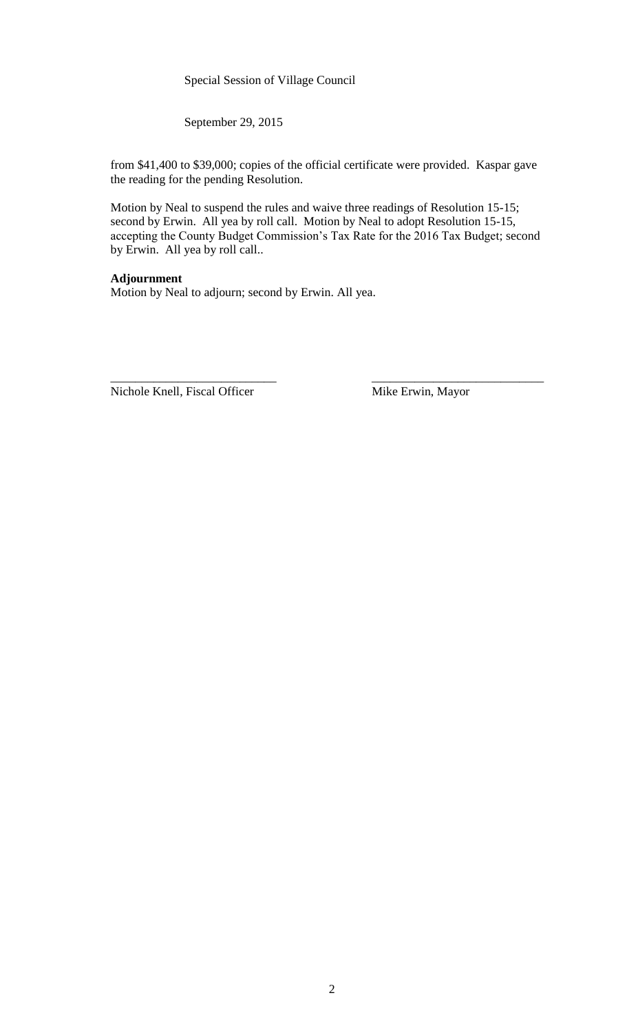Special Session of Village Council

September 29, 2015

from $41,400 to $39,000; copies of the official certificate were provided. Kaspar gave the reading for the pending Resolution.

Motion by Neal to suspend the rules and waive three readings of Resolution 15-15; second by Erwin. All yea by roll call. Motion by Neal to adopt Resolution 15-15, accepting the County Budget Commission's Tax Rate for the 2016 Tax Budget; second by Erwin. All yea by roll call..

**Adjournment**
Motion by Neal to adjourn; second by Erwin. All yea.

\_\_\_\_\_\_\_\_\_\_\_\_\_\_\_\_\_\_\_\_\_\_\_\_\_\_\_\_ \_\_\_\_\_\_\_\_\_\_\_\_\_\_\_\_\_\_\_\_\_\_\_\_\_\_\_\_

Nichole Knell, Fiscal Officer Mike Erwin, Mayor